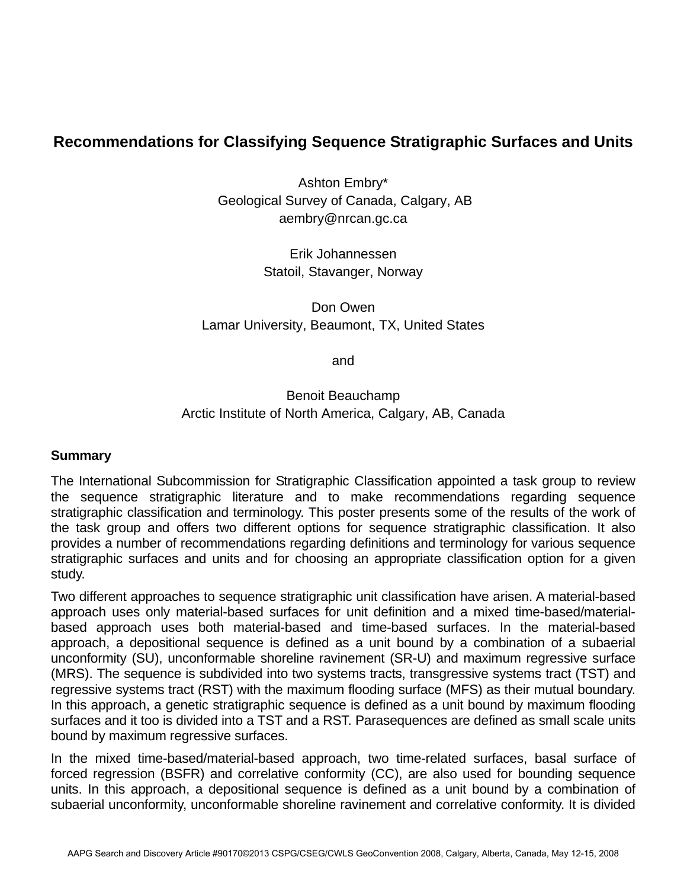# Recommendations for Classifying Sequence Stratigraphic Surfaces and Units

Ashton Embry*
Geological Survey of Canada, Calgary, AB
aembry@nrcan.gc.ca

Erik Johannessen
Statoil, Stavanger, Norway

Don Owen
Lamar University, Beaumont, TX, United States

and

Benoit Beauchamp
Arctic Institute of North America, Calgary, AB, Canada

## Summary

The International Subcommission for Stratigraphic Classification appointed a task group to review the sequence stratigraphic literature and to make recommendations regarding sequence stratigraphic classification and terminology. This poster presents some of the results of the work of the task group and offers two different options for sequence stratigraphic classification. It also provides a number of recommendations regarding definitions and terminology for various sequence stratigraphic surfaces and units and for choosing an appropriate classification option for a given study.

Two different approaches to sequence stratigraphic unit classification have arisen. A material-based approach uses only material-based surfaces for unit definition and a mixed time-based/material-based approach uses both material-based and time-based surfaces. In the material-based approach, a depositional sequence is defined as a unit bound by a combination of a subaerial unconformity (SU), unconformable shoreline ravinement (SR-U) and maximum regressive surface (MRS). The sequence is subdivided into two systems tracts, transgressive systems tract (TST) and regressive systems tract (RST) with the maximum flooding surface (MFS) as their mutual boundary. In this approach, a genetic stratigraphic sequence is defined as a unit bound by maximum flooding surfaces and it too is divided into a TST and a RST. Parasequences are defined as small scale units bound by maximum regressive surfaces.

In the mixed time-based/material-based approach, two time-related surfaces, basal surface of forced regression (BSFR) and correlative conformity (CC), are also used for bounding sequence units. In this approach, a depositional sequence is defined as a unit bound by a combination of subaerial unconformity, unconformable shoreline ravinement and correlative conformity. It is divided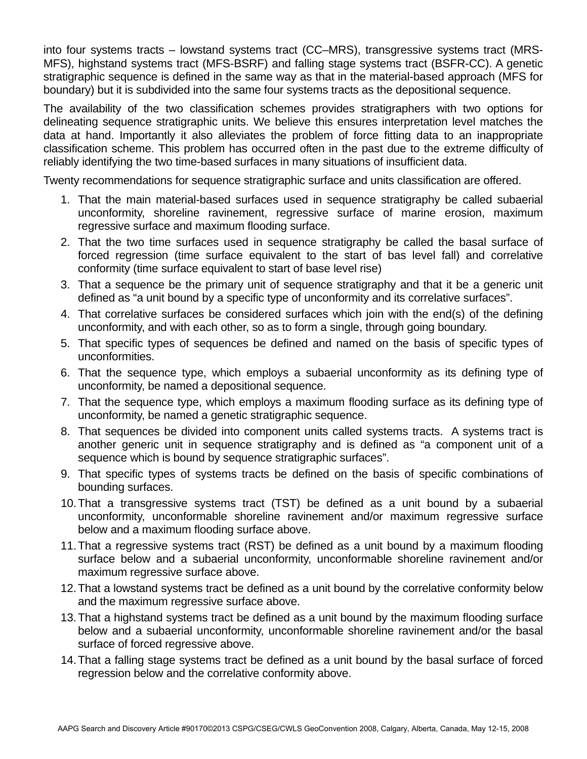into four systems tracts – lowstand systems tract (CC–MRS), transgressive systems tract (MRS-MFS), highstand systems tract (MFS-BSRF) and falling stage systems tract (BSFR-CC). A genetic stratigraphic sequence is defined in the same way as that in the material-based approach (MFS for boundary) but it is subdivided into the same four systems tracts as the depositional sequence.

The availability of the two classification schemes provides stratigraphers with two options for delineating sequence stratigraphic units. We believe this ensures interpretation level matches the data at hand. Importantly it also alleviates the problem of force fitting data to an inappropriate classification scheme. This problem has occurred often in the past due to the extreme difficulty of reliably identifying the two time-based surfaces in many situations of insufficient data.

Twenty recommendations for sequence stratigraphic surface and units classification are offered.

1. That the main material-based surfaces used in sequence stratigraphy be called subaerial unconformity, shoreline ravinement, regressive surface of marine erosion, maximum regressive surface and maximum flooding surface.
2. That the two time surfaces used in sequence stratigraphy be called the basal surface of forced regression (time surface equivalent to the start of bas level fall) and correlative conformity (time surface equivalent to start of base level rise)
3. That a sequence be the primary unit of sequence stratigraphy and that it be a generic unit defined as “a unit bound by a specific type of unconformity and its correlative surfaces”.
4. That correlative surfaces be considered surfaces which join with the end(s) of the defining unconformity, and with each other, so as to form a single, through going boundary.
5. That specific types of sequences be defined and named on the basis of specific types of unconformities.
6. That the sequence type, which employs a subaerial unconformity as its defining type of unconformity, be named a depositional sequence.
7. That the sequence type, which employs a maximum flooding surface as its defining type of unconformity, be named a genetic stratigraphic sequence.
8. That sequences be divided into component units called systems tracts. A systems tract is another generic unit in sequence stratigraphy and is defined as “a component unit of a sequence which is bound by sequence stratigraphic surfaces”.
9. That specific types of systems tracts be defined on the basis of specific combinations of bounding surfaces.
10. That a transgressive systems tract (TST) be defined as a unit bound by a subaerial unconformity, unconformable shoreline ravinement and/or maximum regressive surface below and a maximum flooding surface above.
11. That a regressive systems tract (RST) be defined as a unit bound by a maximum flooding surface below and a subaerial unconformity, unconformable shoreline ravinement and/or maximum regressive surface above.
12. That a lowstand systems tract be defined as a unit bound by the correlative conformity below and the maximum regressive surface above.
13. That a highstand systems tract be defined as a unit bound by the maximum flooding surface below and a subaerial unconformity, unconformable shoreline ravinement and/or the basal surface of forced regressive above.
14. That a falling stage systems tract be defined as a unit bound by the basal surface of forced regression below and the correlative conformity above.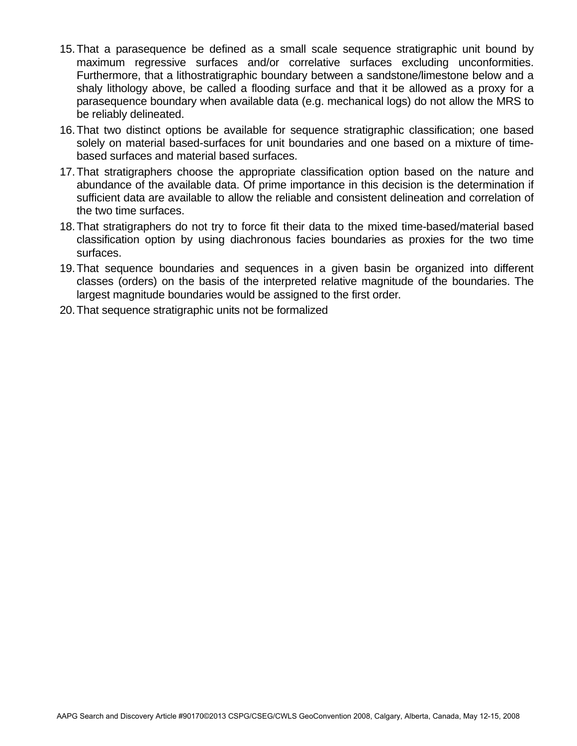15. That a parasequence be defined as a small scale sequence stratigraphic unit bound by maximum regressive surfaces and/or correlative surfaces excluding unconformities. Furthermore, that a lithostratigraphic boundary between a sandstone/limestone below and a shaly lithology above, be called a flooding surface and that it be allowed as a proxy for a parasequence boundary when available data (e.g. mechanical logs) do not allow the MRS to be reliably delineated.
16. That two distinct options be available for sequence stratigraphic classification; one based solely on material based-surfaces for unit boundaries and one based on a mixture of time-based surfaces and material based surfaces.
17. That stratigraphers choose the appropriate classification option based on the nature and abundance of the available data. Of prime importance in this decision is the determination if sufficient data are available to allow the reliable and consistent delineation and correlation of the two time surfaces.
18. That stratigraphers do not try to force fit their data to the mixed time-based/material based classification option by using diachronous facies boundaries as proxies for the two time surfaces.
19. That sequence boundaries and sequences in a given basin be organized into different classes (orders) on the basis of the interpreted relative magnitude of the boundaries. The largest magnitude boundaries would be assigned to the first order.
20. That sequence stratigraphic units not be formalized